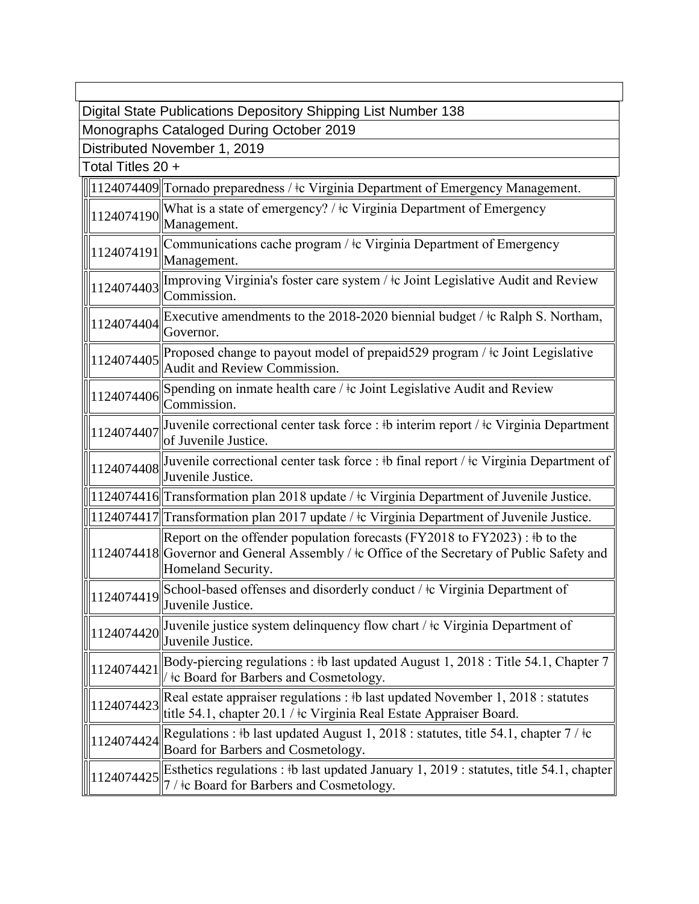Digital State Publications Depository Shipping List Number 138

Monographs Cataloged During October 2019

Distributed November 1, 2019

Total Titles 20 +

| | |
|---|---|
| 1124074409 | Tornado preparedness / ǂc Virginia Department of Emergency Management. |
| 1124074190 | What is a state of emergency? / ǂc Virginia Department of Emergency Management. |
| 1124074191 | Communications cache program / ǂc Virginia Department of Emergency Management. |
| 1124074403 | Improving Virginia's foster care system / ǂc Joint Legislative Audit and Review Commission. |
| 1124074404 | Executive amendments to the 2018-2020 biennial budget / ǂc Ralph S. Northam, Governor. |
| 1124074405 | Proposed change to payout model of prepaid529 program / ǂc Joint Legislative Audit and Review Commission. |
| 1124074406 | Spending on inmate health care / ǂc Joint Legislative Audit and Review Commission. |
| 1124074407 | Juvenile correctional center task force : ǂb interim report / ǂc Virginia Department of Juvenile Justice. |
| 1124074408 | Juvenile correctional center task force : ǂb final report / ǂc Virginia Department of Juvenile Justice. |
| 1124074416 | Transformation plan 2018 update / ǂc Virginia Department of Juvenile Justice. |
| 1124074417 | Transformation plan 2017 update / ǂc Virginia Department of Juvenile Justice. |
| 1124074418 | Report on the offender population forecasts (FY2018 to FY2023) : ǂb to the Governor and General Assembly / ǂc Office of the Secretary of Public Safety and Homeland Security. |
| 1124074419 | School-based offenses and disorderly conduct / ǂc Virginia Department of Juvenile Justice. |
| 1124074420 | Juvenile justice system delinquency flow chart / ǂc Virginia Department of Juvenile Justice. |
| 1124074421 | Body-piercing regulations : ǂb last updated August 1, 2018 : Title 54.1, Chapter 7 / ǂc Board for Barbers and Cosmetology. |
| 1124074423 | Real estate appraiser regulations : ǂb last updated November 1, 2018 : statutes title 54.1, chapter 20.1 / ǂc Virginia Real Estate Appraiser Board. |
| 1124074424 | Regulations : ǂb last updated August 1, 2018 : statutes, title 54.1, chapter 7 / ǂc Board for Barbers and Cosmetology. |
| 1124074425 | Esthetics regulations : ǂb last updated January 1, 2019 : statutes, title 54.1, chapter 7 / ǂc Board for Barbers and Cosmetology. |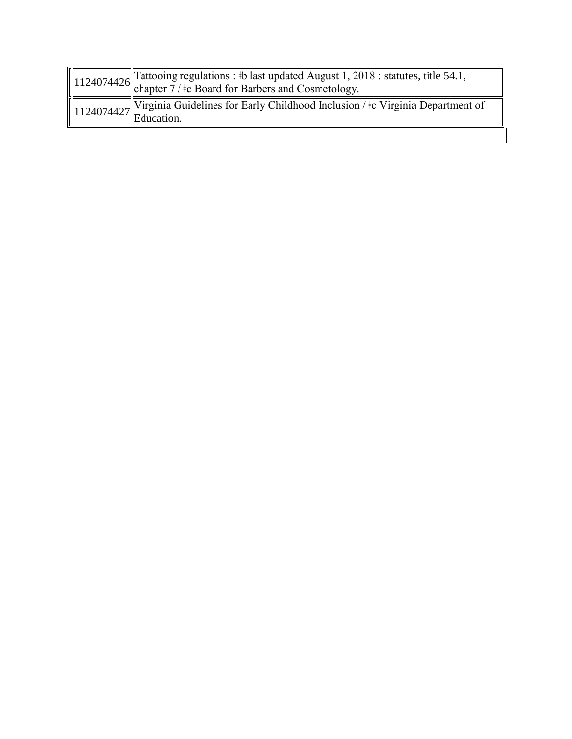| | |
|---|---|
| 1124074426 | Tattooing regulations : ǂb last updated August 1, 2018 : statutes, title 54.1, chapter 7 / ǂc Board for Barbers and Cosmetology. |
| 1124074427 | Virginia Guidelines for Early Childhood Inclusion / ǂc Virginia Department of Education. |